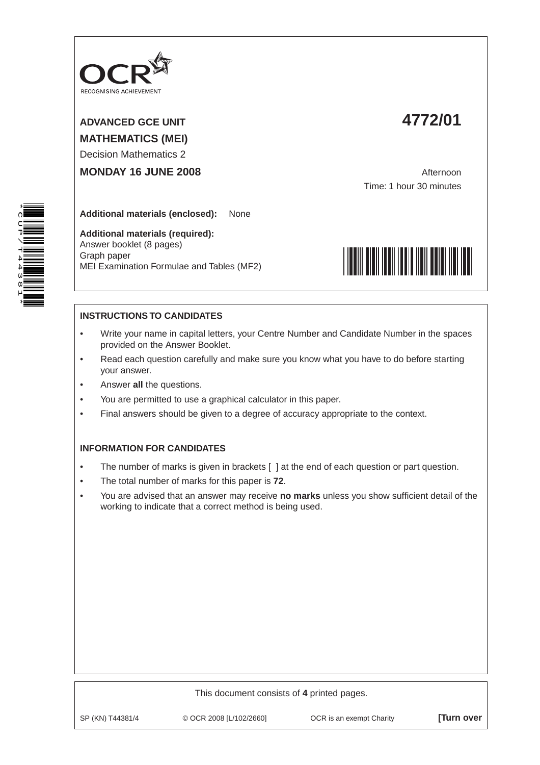OCR RECOGNISING ACHIEVEMENT

**ADVANCED GCE UNIT** **4772/01**

**MATHEMATICS (MEI)**

Decision Mathematics 2

**MONDAY 16 JUNE 2008** Afternoon

Time: 1 hour 30 minutes

**Additional materials (enclosed):** None

**Additional materials (required):**
Answer booklet (8 pages)
Graph paper
MEI Examination Formulae and Tables (MF2)

*CUP/T44381*

**INSTRUCTIONS TO CANDIDATES**

- Write your name in capital letters, your Centre Number and Candidate Number in the spaces provided on the Answer Booklet.
- Read each question carefully and make sure you know what you have to do before starting your answer.
- Answer **all** the questions.
- You are permitted to use a graphical calculator in this paper.
- Final answers should be given to a degree of accuracy appropriate to the context.

**INFORMATION FOR CANDIDATES**

- The number of marks is given in brackets [ ] at the end of each question or part question.
- The total number of marks for this paper is **72**.
- You are advised that an answer may receive **no marks** unless you show sufficient detail of the working to indicate that a correct method is being used.

This document consists of **4** printed pages.

SP (KN) T44381/4 © OCR 2008 [L/102/2660] OCR is an exempt Charity **[Turn over**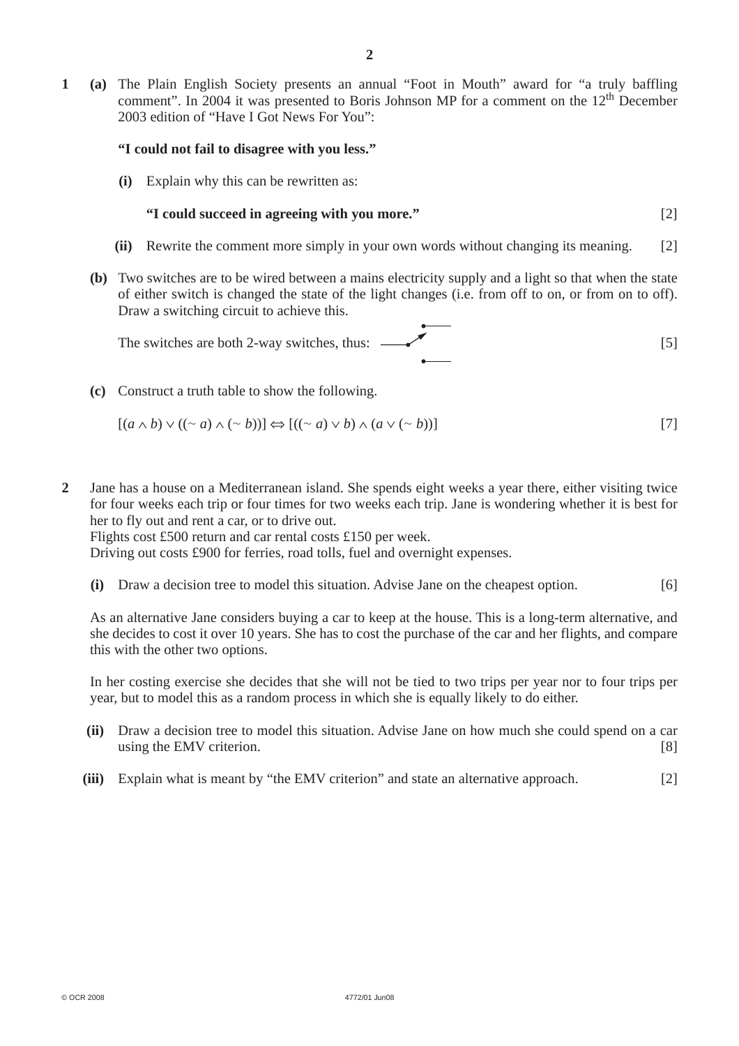**1 (a)** The Plain English Society presents an annual "Foot in Mouth" award for "a truly baffling comment". In 2004 it was presented to Boris Johnson MP for a comment on the 12th December 2003 edition of "Have I Got News For You":

**"I could not fail to disagree with you less."**

**(i)** Explain why this can be rewritten as:

**"I could succeed in agreeing with you more."** [2]

**(ii)** Rewrite the comment more simply in your own words without changing its meaning. [2]

**(b)** Two switches are to be wired between a mains electricity supply and a light so that when the state of either switch is changed the state of the light changes (i.e. from off to on, or from on to off). Draw a switching circuit to achieve this.

The switches are both 2-way switches, thus: [5]

**(c)** Construct a truth table to show the following.

$$[(a \wedge b) \vee ((\sim a) \wedge (\sim b))] \Leftrightarrow [((\sim a) \vee b) \wedge (a \vee (\sim b))]$$ [7]

**2** Jane has a house on a Mediterranean island. She spends eight weeks a year there, either visiting twice for four weeks each trip or four times for two weeks each trip. Jane is wondering whether it is best for her to fly out and rent a car, or to drive out.

Flights cost £500 return and car rental costs £150 per week.

Driving out costs £900 for ferries, road tolls, fuel and overnight expenses.

**(i)** Draw a decision tree to model this situation. Advise Jane on the cheapest option. [6]

As an alternative Jane considers buying a car to keep at the house. This is a long-term alternative, and she decides to cost it over 10 years. She has to cost the purchase of the car and her flights, and compare this with the other two options.

In her costing exercise she decides that she will not be tied to two trips per year nor to four trips per year, but to model this as a random process in which she is equally likely to do either.

**(ii)** Draw a decision tree to model this situation. Advise Jane on how much she could spend on a car using the EMV criterion. [8]

**(iii)** Explain what is meant by "the EMV criterion" and state an alternative approach. [2]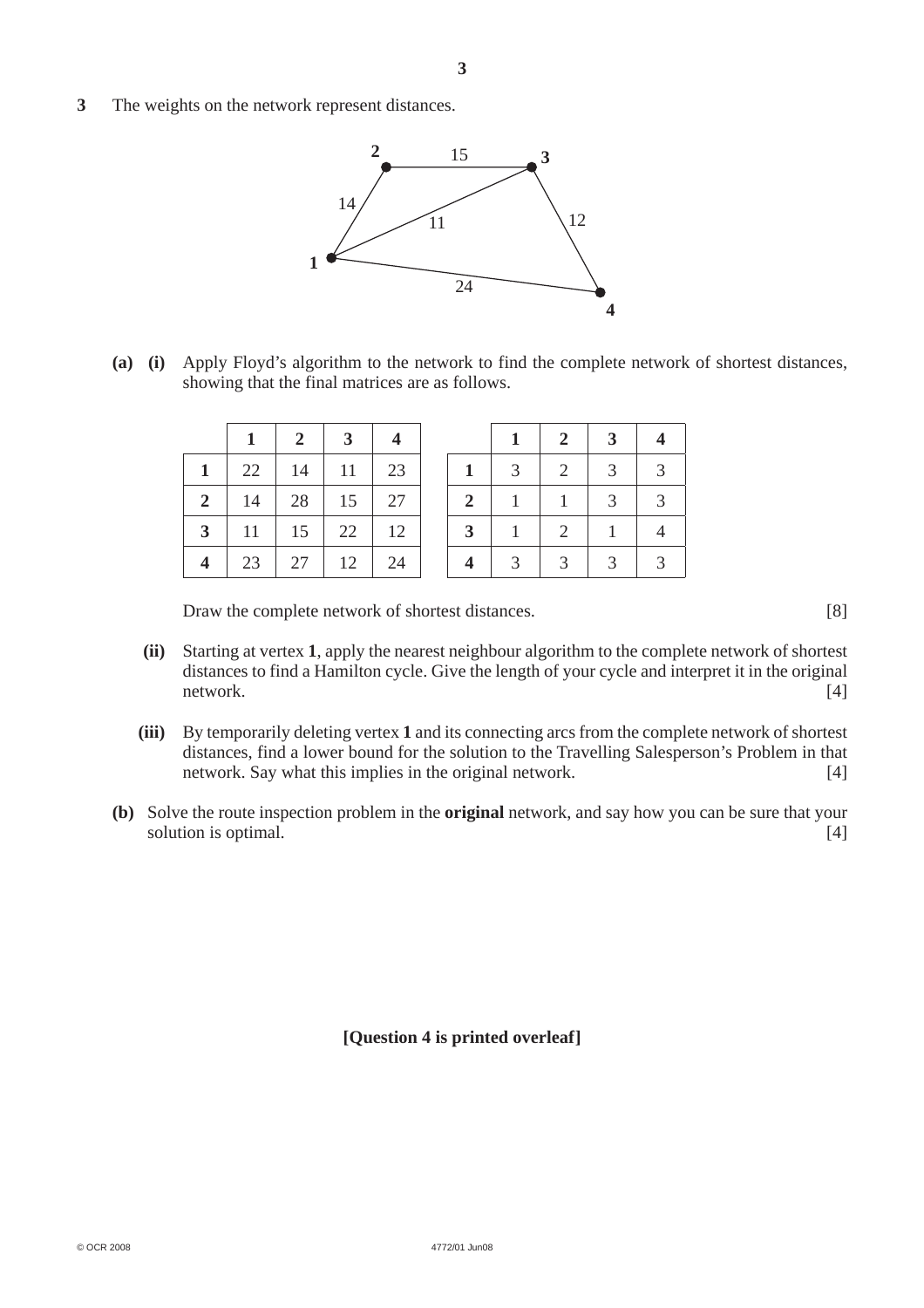**3** The weights on the network represent distances.

**(a)** **(i)** Apply Floyd's algorithm to the network to find the complete network of shortest distances, showing that the final matrices are as follows.

| | **1** | **2** | **3** | **4** |
|---|---|---|---|---|
| **1** | 22 | 14 | 11 | 23 |
| **2** | 14 | 28 | 15 | 27 |
| **3** | 11 | 15 | 22 | 12 |
| **4** | 23 | 27 | 12 | 24 |

| | **1** | **2** | **3** | **4** |
|---|---|---|---|---|
| **1** | 3 | 2 | 3 | 3 |
| **2** | 1 | 1 | 3 | 3 |
| **3** | 1 | 2 | 1 | 4 |
| **4** | 3 | 3 | 3 | 3 |

Draw the complete network of shortest distances. [8]

**(ii)** Starting at vertex **1**, apply the nearest neighbour algorithm to the complete network of shortest distances to find a Hamilton cycle. Give the length of your cycle and interpret it in the original network. [4]

**(iii)** By temporarily deleting vertex **1** and its connecting arcs from the complete network of shortest distances, find a lower bound for the solution to the Travelling Salesperson's Problem in that network. Say what this implies in the original network. [4]

**(b)** Solve the route inspection problem in the **original** network, and say how you can be sure that your solution is optimal. [4]

**[Question 4 is printed overleaf]**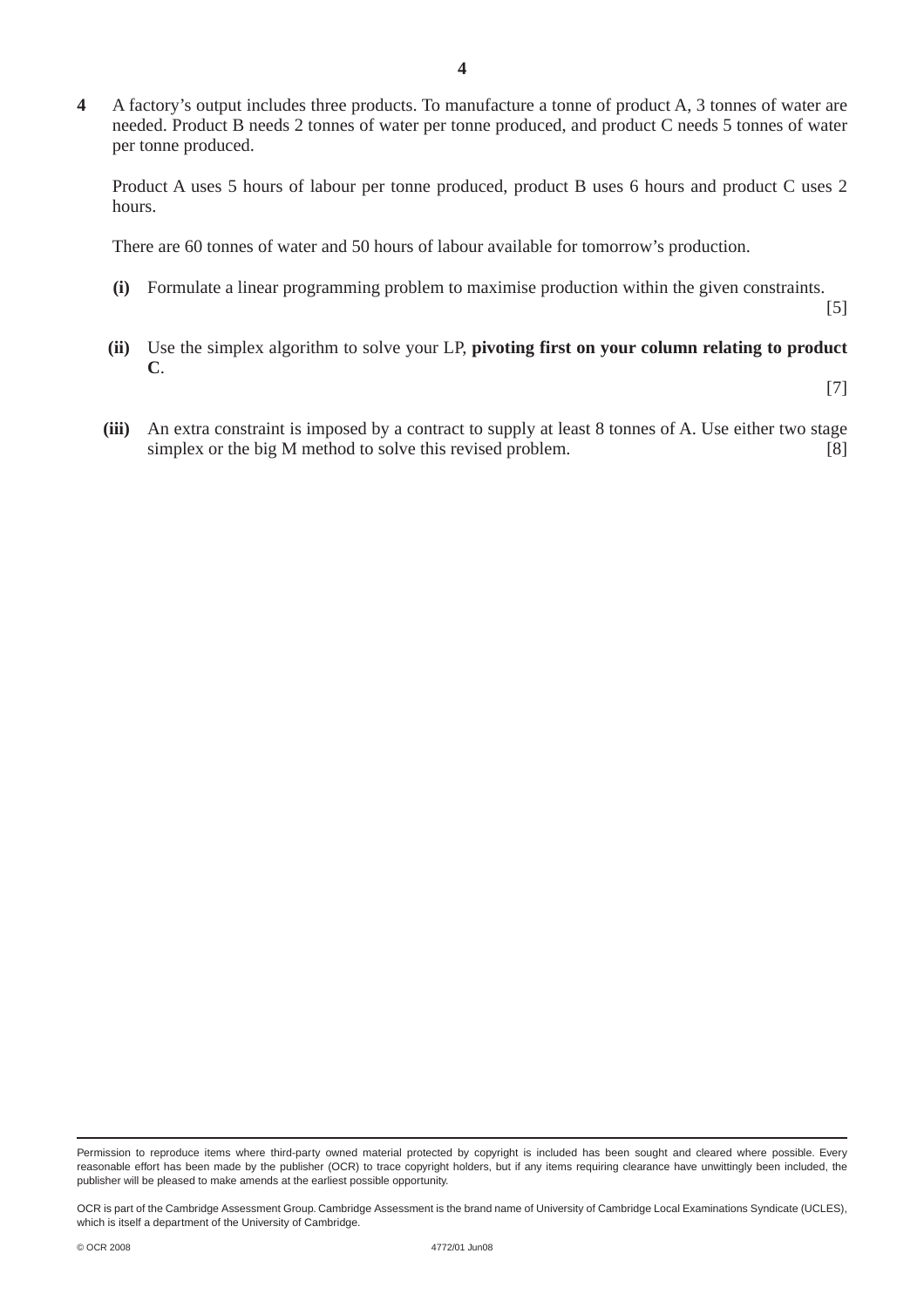**4** A factory's output includes three products. To manufacture a tonne of product A, 3 tonnes of water are needed. Product B needs 2 tonnes of water per tonne produced, and product C needs 5 tonnes of water per tonne produced.

Product A uses 5 hours of labour per tonne produced, product B uses 6 hours and product C uses 2 hours.

There are 60 tonnes of water and 50 hours of labour available for tomorrow's production.

**(i)** Formulate a linear programming problem to maximise production within the given constraints. [5]

**(ii)** Use the simplex algorithm to solve your LP, **pivoting first on your column relating to product C**. [7]

**(iii)** An extra constraint is imposed by a contract to supply at least 8 tonnes of A. Use either two stage simplex or the big M method to solve this revised problem. [8]

Permission to reproduce items where third-party owned material protected by copyright is included has been sought and cleared where possible. Every reasonable effort has been made by the publisher (OCR) to trace copyright holders, but if any items requiring clearance have unwittingly been included, the publisher will be pleased to make amends at the earliest possible opportunity.

OCR is part of the Cambridge Assessment Group. Cambridge Assessment is the brand name of University of Cambridge Local Examinations Syndicate (UCLES), which is itself a department of the University of Cambridge.

© OCR 2008 4772/01 Jun08